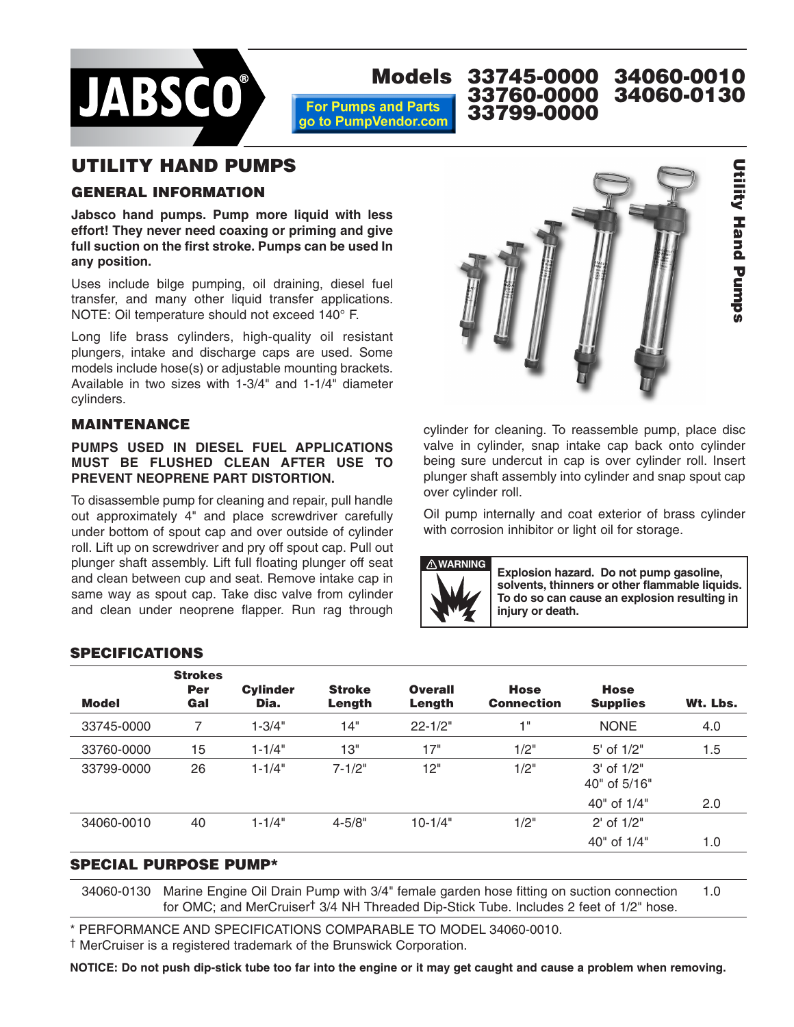**JABSCO®**

# Models 33745-0000 33760-0000 33799-0000 34060-0010 34060-0130

For Pumps and Parts go to PumpVendor.com

## UTILITY HAND PUMPS

### GENERAL INFORMATION

**Jabsco hand pumps. Pump more liquid with less effort! They never need coaxing or priming and give full suction on the first stroke. Pumps can be used In any position.**

Uses include bilge pumping, oil draining, diesel fuel transfer, and many other liquid transfer applications. NOTE: Oil temperature should not exceed 140° F.

Long life brass cylinders, high-quality oil resistant plungers, intake and discharge caps are used. Some models include hose(s) or adjustable mounting brackets. Available in two sizes with 1-3/4" and 1-1/4" diameter cylinders.

### MAINTENANCE

**PUMPS USED IN DIESEL FUEL APPLICATIONS MUST BE FLUSHED CLEAN AFTER USE TO PREVENT NEOPRENE PART DISTORTION.**

To disassemble pump for cleaning and repair, pull handle out approximately 4" and place screwdriver carefully under bottom of spout cap and over outside of cylinder roll. Lift up on screwdriver and pry off spout cap. Pull out plunger shaft assembly. Lift full floating plunger off seat and clean between cup and seat. Remove intake cap in same way as spout cap. Take disc valve from cylinder and clean under neoprene flapper. Run rag through cylinder for cleaning. To reassemble pump, place disc valve in cylinder, snap intake cap back onto cylinder being sure undercut in cap is over cylinder roll. Insert plunger shaft assembly into cylinder and snap spout cap over cylinder roll.

Oil pump internally and coat exterior of brass cylinder with corrosion inhibitor or light oil for storage.

⚠WARNING

**Explosion hazard. Do not pump gasoline, solvents, thinners or other flammable liquids. To do so can cause an explosion resulting in injury or death.**

### SPECIFICATIONS

| Model | Strokes Per Gal | Cylinder Dia. | Stroke Length | Overall Length | Hose Connection | Hose Supplies | Wt. Lbs. |
|---|---|---|---|---|---|---|---|
| 33745-0000 | 7 | 1-3/4" | 14" | 22-1/2" | 1" | NONE | 4.0 |
| 33760-0000 | 15 | 1-1/4" | 13" | 17" | 1/2" | 5' of 1/2" | 1.5 |
| 33799-0000 | 26 | 1-1/4" | 7-1/2" | 12" | 1/2" | 3' of 1/2"<br>40" of 5/16"<br>40" of 1/4" | 2.0 |
| 34060-0010 | 40 | 1-1/4" | 4-5/8" | 10-1/4" | 1/2" | 2' of 1/2"<br>40" of 1/4" | 1.0 |

### SPECIAL PURPOSE PUMP*

| | | |
|---|---|---|
| 34060-0130 | Marine Engine Oil Drain Pump with 3/4" female garden hose fitting on suction connection for OMC; and MerCruiser† 3/4 NH Threaded Dip-Stick Tube. Includes 2 feet of 1/2" hose. | 1.0 |

\* PERFORMANCE AND SPECIFICATIONS COMPARABLE TO MODEL 34060-0010.

† MerCruiser is a registered trademark of the Brunswick Corporation.

**NOTICE: Do not push dip-stick tube too far into the engine or it may get caught and cause a problem when removing.**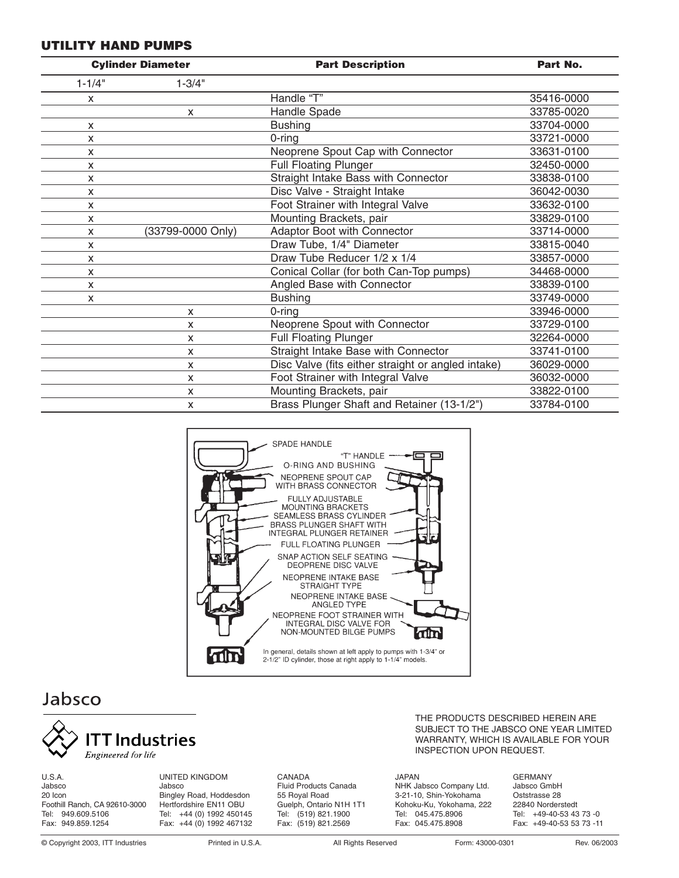## UTILITY HAND PUMPS

| Cylinder Diameter | | Part Description | Part No. |
|---|---|---|---|
| 1-1/4" | 1-3/4" | | |
| x | | Handle "T" | 35416-0000 |
| | x | Handle Spade | 33785-0020 |
| x | | Bushing | 33704-0000 |
| x | | 0-ring | 33721-0000 |
| x | | Neoprene Spout Cap with Connector | 33631-0100 |
| x | | Full Floating Plunger | 32450-0000 |
| x | | Straight Intake Bass with Connector | 33838-0100 |
| x | | Disc Valve - Straight Intake | 36042-0030 |
| x | | Foot Strainer with Integral Valve | 33632-0100 |
| x | | Mounting Brackets, pair | 33829-0100 |
| x | (33799-0000 Only) | Adaptor Boot with Connector | 33714-0000 |
| x | | Draw Tube, 1/4" Diameter | 33815-0040 |
| x | | Draw Tube Reducer 1/2 x 1/4 | 33857-0000 |
| x | | Conical Collar (for both Can-Top pumps) | 34468-0000 |
| x | | Angled Base with Connector | 33839-0100 |
| x | | Bushing | 33749-0000 |
| | x | 0-ring | 33946-0000 |
| | x | Neoprene Spout with Connector | 33729-0100 |
| | x | Full Floating Plunger | 32264-0000 |
| | x | Straight Intake Base with Connector | 33741-0100 |
| | x | Disc Valve (fits either straight or angled intake) | 36029-0000 |
| | x | Foot Strainer with Integral Valve | 36032-0000 |
| | x | Mounting Brackets, pair | 33822-0100 |
| | x | Brass Plunger Shaft and Retainer (13-1/2") | 33784-0100 |

SPADE HANDLE
"T" HANDLE
O-RING AND BUSHING
NEOPRENE SPOUT CAP WITH BRASS CONNECTOR
FULLY ADJUSTABLE MOUNTING BRACKETS
SEAMLESS BRASS CYLINDER
BRASS PLUNGER SHAFT WITH INTEGRAL PLUNGER RETAINER
FULL FLOATING PLUNGER
SNAP ACTION SELF SEATING DEOPRENE DISC VALVE
NEOPRENE INTAKE BASE STRAIGHT TYPE
NEOPRENE INTAKE BASE ANGLED TYPE
NEOPRENE FOOT STRAINER WITH INTEGRAL DISC VALVE FOR NON-MOUNTED BILGE PUMPS

In general, details shown at left apply to pumps with 1-3/4" or 2-1/2" ID cylinder, those at right apply to 1-1/4" models.

Jabsco

ITT Industries
*Engineered for life*

THE PRODUCTS DESCRIBED HEREIN ARE SUBJECT TO THE JABSCO ONE YEAR LIMITED WARRANTY, WHICH IS AVAILABLE FOR YOUR INSPECTION UPON REQUEST.

U.S.A.
Jabsco
20 Icon
Foothill Ranch, CA 92610-3000
Tel: 949.609.5106
Fax: 949.859.1254

UNITED KINGDOM
Jabsco
Bingley Road, Hoddesdon
Hertfordshire EN11 OBU
Tel: +44 (0) 1992 450145
Fax: +44 (0) 1992 467132

CANADA
Fluid Products Canada
55 Royal Road
Guelph, Ontario N1H 1T1
Tel: (519) 821.1900
Fax: (519) 821.2569

JAPAN
NHK Jabsco Company Ltd.
3-21-10, Shin-Yokohama
Kohoku-Ku, Yokohama, 222
Tel: 045.475.8906
Fax: 045.475.8908

GERMANY
Jabsco GmbH
Oststrasse 28
22840 Norderstedt
Tel: +49-40-53 43 73 -0
Fax: +49-40-53 53 73 -11

© Copyright 2003, ITT Industries — Printed in U.S.A. — All Rights Reserved — Form: 43000-0301 — Rev. 06/2003